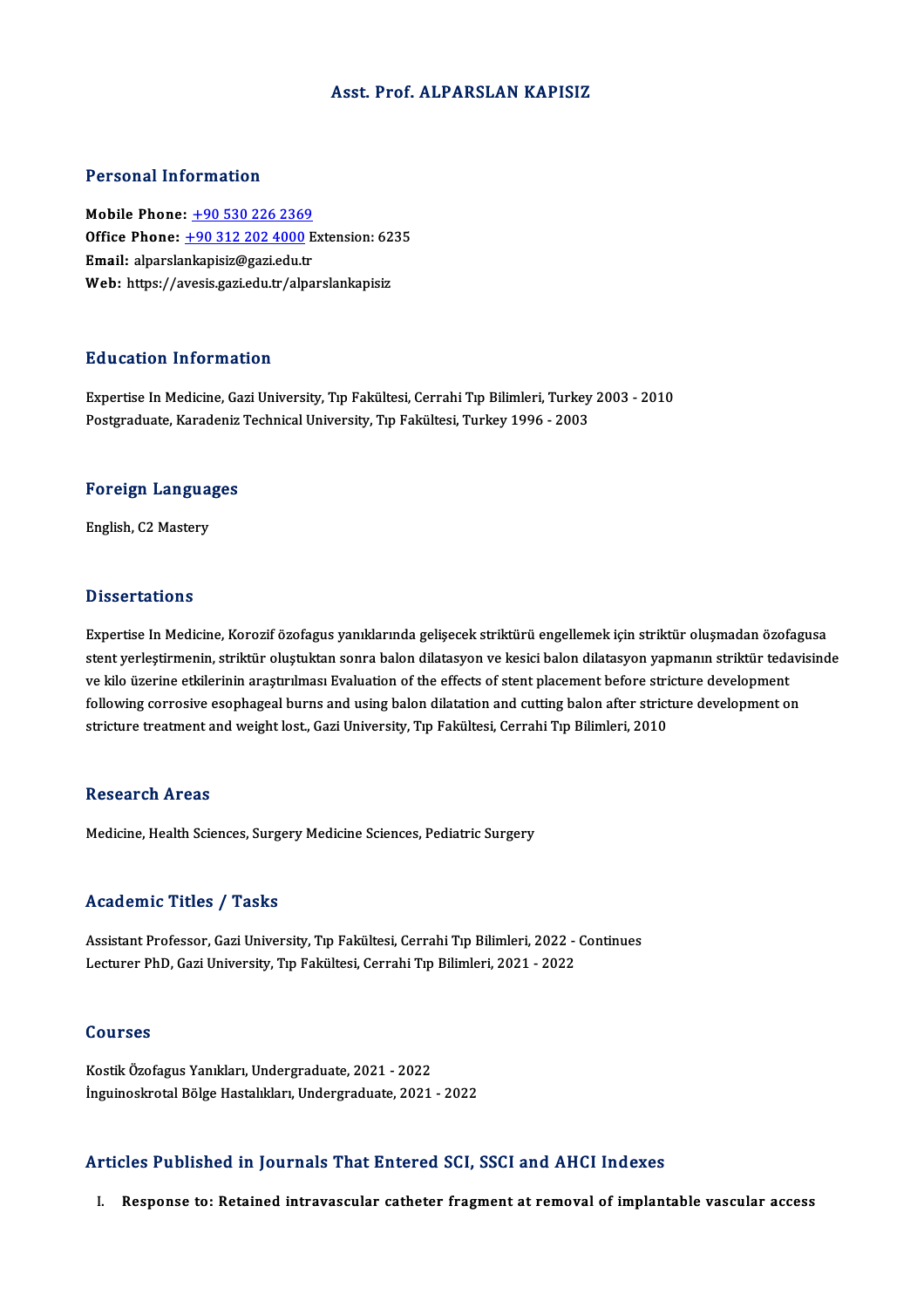# Asst. Prof. ALPARSLAN KAPISIZ

## Personal Information

**Mobile Phone:** +90 530 226 2369
**Office Phone:** +90 312 202 4000 Extension: 6235
**Email:** alparslankapisiz@gazi.edu.tr
**Web:** https://avesis.gazi.edu.tr/alparslankapisiz

## Education Information

Expertise In Medicine, Gazi University, Tıp Fakültesi, Cerrahi Tıp Bilimleri, Turkey 2003 - 2010
Postgraduate, Karadeniz Technical University, Tıp Fakültesi, Turkey 1996 - 2003

## Foreign Languages

English, C2 Mastery

## Dissertations

Expertise In Medicine, Korozif özofagus yanıklarında gelişecek striktürü engellemek için striktür oluşmadan özofagusa stent yerleştirmenin, striktür oluştuktan sonra balon dilatasyon ve kesici balon dilatasyon yapmanın striktür tedavisinde ve kilo üzerine etkilerinin araştırılması Evaluation of the effects of stent placement before stricture development following corrosive esophageal burns and using balon dilatation and cutting balon after stricture development on stricture treatment and weight lost., Gazi University, Tıp Fakültesi, Cerrahi Tıp Bilimleri, 2010

## Research Areas

Medicine, Health Sciences, Surgery Medicine Sciences, Pediatric Surgery

## Academic Titles / Tasks

Assistant Professor, Gazi University, Tıp Fakültesi, Cerrahi Tıp Bilimleri, 2022 - Continues
Lecturer PhD, Gazi University, Tıp Fakültesi, Cerrahi Tıp Bilimleri, 2021 - 2022

## Courses

Kostik Özofagus Yanıkları, Undergraduate, 2021 - 2022
İnguinoskrotal Bölge Hastalıkları, Undergraduate, 2021 - 2022

## Articles Published in Journals That Entered SCI, SSCI and AHCI Indexes

I. **Response to: Retained intravascular catheter fragment at removal of implantable vascular access**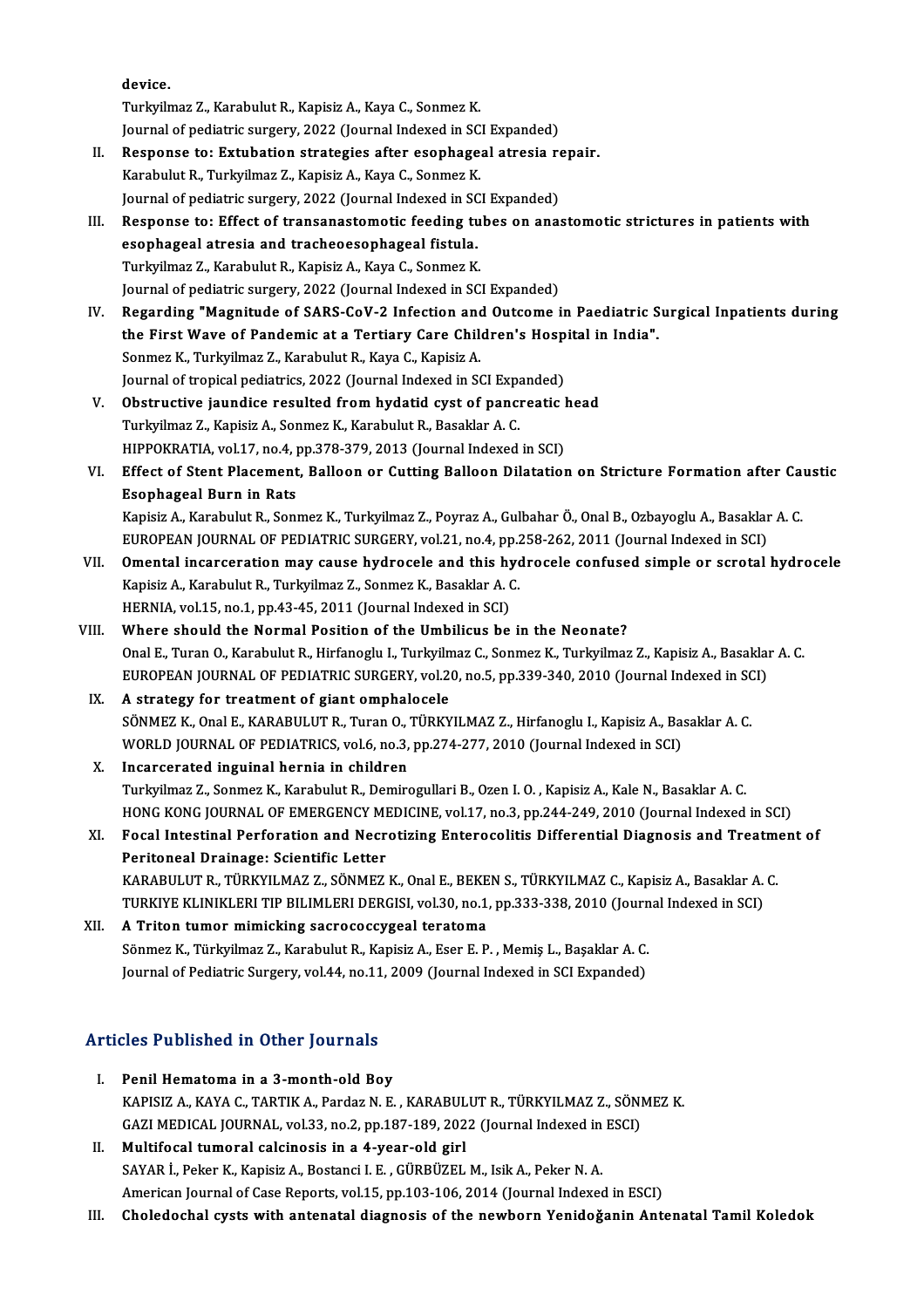device.
Turkyilmaz Z., Karabulut R., Kapisiz A., Kaya C., Sonmez K.
Journal of pediatric surgery, 2022 (Journal Indexed in SCI Expanded)

II. **Response to: Extubation strategies after esophageal atresia repair.**
Karabulut R., Turkyilmaz Z., Kapisiz A., Kaya C., Sonmez K.
Journal of pediatric surgery, 2022 (Journal Indexed in SCI Expanded)

III. **Response to: Effect of transanastomotic feeding tubes on anastomotic strictures in patients with esophageal atresia and tracheoesophageal fistula.**
Turkyilmaz Z., Karabulut R., Kapisiz A., Kaya C., Sonmez K.
Journal of pediatric surgery, 2022 (Journal Indexed in SCI Expanded)

IV. **Regarding "Magnitude of SARS-CoV-2 Infection and Outcome in Paediatric Surgical Inpatients during the First Wave of Pandemic at a Tertiary Care Children's Hospital in India".**
Sonmez K., Turkyilmaz Z., Karabulut R., Kaya C., Kapisiz A.
Journal of tropical pediatrics, 2022 (Journal Indexed in SCI Expanded)

V. **Obstructive jaundice resulted from hydatid cyst of pancreatic head**
Turkyilmaz Z., Kapisiz A., Sonmez K., Karabulut R., Basaklar A. C.
HIPPOKRATIA, vol.17, no.4, pp.378-379, 2013 (Journal Indexed in SCI)

VI. **Effect of Stent Placement, Balloon or Cutting Balloon Dilatation on Stricture Formation after Caustic Esophageal Burn in Rats**
Kapisiz A., Karabulut R., Sonmez K., Turkyilmaz Z., Poyraz A., Gulbahar Ö., Onal B., Ozbayoglu A., Basaklar A. C.
EUROPEAN JOURNAL OF PEDIATRIC SURGERY, vol.21, no.4, pp.258-262, 2011 (Journal Indexed in SCI)

VII. **Omental incarceration may cause hydrocele and this hydrocele confused simple or scrotal hydrocele**
Kapisiz A., Karabulut R., Turkyilmaz Z., Sonmez K., Basaklar A. C.
HERNIA, vol.15, no.1, pp.43-45, 2011 (Journal Indexed in SCI)

VIII. **Where should the Normal Position of the Umbilicus be in the Neonate?**
Onal E., Turan O., Karabulut R., Hirfanoglu I., Turkyilmaz C., Sonmez K., Turkyilmaz Z., Kapisiz A., Basaklar A. C.
EUROPEAN JOURNAL OF PEDIATRIC SURGERY, vol.20, no.5, pp.339-340, 2010 (Journal Indexed in SCI)

IX. **A strategy for treatment of giant omphalocele**
SÖNMEZ K., Onal E., KARABULUT R., Turan O., TÜRKYILMAZ Z., Hirfanoglu I., Kapisiz A., Basaklar A. C.
WORLD JOURNAL OF PEDIATRICS, vol.6, no.3, pp.274-277, 2010 (Journal Indexed in SCI)

X. **Incarcerated inguinal hernia in children**
Turkyilmaz Z., Sonmez K., Karabulut R., Demirogullari B., Ozen I. O. , Kapisiz A., Kale N., Basaklar A. C.
HONG KONG JOURNAL OF EMERGENCY MEDICINE, vol.17, no.3, pp.244-249, 2010 (Journal Indexed in SCI)

XI. **Focal Intestinal Perforation and Necrotizing Enterocolitis Differential Diagnosis and Treatment of Peritoneal Drainage: Scientific Letter**
KARABULUT R., TÜRKYILMAZ Z., SÖNMEZ K., Onal E., BEKEN S., TÜRKYILMAZ C., Kapisiz A., Basaklar A. C.
TURKIYE KLINIKLERI TIP BILIMLERI DERGISI, vol.30, no.1, pp.333-338, 2010 (Journal Indexed in SCI)

XII. **A Triton tumor mimicking sacrococcygeal teratoma**
Sönmez K., Türkyilmaz Z., Karabulut R., Kapisiz A., Eser E. P. , Memiş L., Başaklar A. C.
Journal of Pediatric Surgery, vol.44, no.11, 2009 (Journal Indexed in SCI Expanded)

## Articles Published in Other Journals

I. **Penil Hematoma in a 3-month-old Boy**
KAPISIZ A., KAYA C., TARTIK A., Pardaz N. E. , KARABULUT R., TÜRKYILMAZ Z., SÖNMEZ K.
GAZI MEDICAL JOURNAL, vol.33, no.2, pp.187-189, 2022 (Journal Indexed in ESCI)

II. **Multifocal tumoral calcinosis in a 4-year-old girl**
SAYAR İ., Peker K., Kapisiz A., Bostanci I. E. , GÜRBÜZEL M., Isik A., Peker N. A.
American Journal of Case Reports, vol.15, pp.103-106, 2014 (Journal Indexed in ESCI)

III. **Choledochal cysts with antenatal diagnosis of the newborn Yenidoğanin Antenatal Tamil Koledok**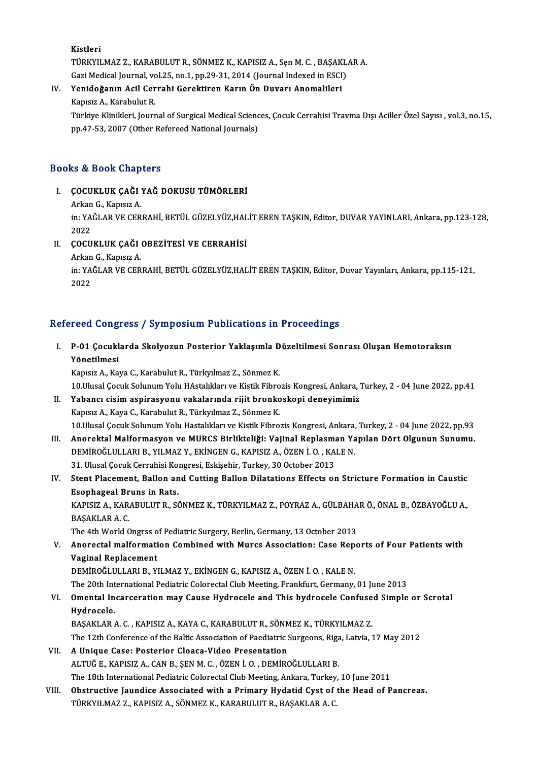Kistleri

TÜRKYILMAZ Z., KARABULUT R., SÖNMEZ K., KAPISIZ A., Şen M. C. , BAŞAKLAR A.

Gazi Medical Journal, vol.25, no.1, pp.29-31, 2014 (Journal Indexed in ESCI)

IV. **Yenidoğanın Acil Cerrahi Gerektiren Karın Ön Duvarı Anomalileri**

Kapısız A., Karabulut R.

Türkiye Klinikleri, Journal of Surgical Medical Sciences, Çocuk Cerrahisi Travma Dışı Aciller Özel Sayısı , vol.3, no.15, pp.47-53, 2007 (Other Refereed National Journals)

## Books & Book Chapters

I. **ÇOCUKLUK ÇAĞI YAĞ DOKUSU TÜMÖRLERİ**

Arkan G., Kapısız A.

in: YAĞLAR VE CERRAHİ, BETÜL GÜZELYÜZ,HALİT EREN TAŞKIN, Editor, DUVAR YAYINLARI, Ankara, pp.123-128, 2022

II. **ÇOCUKLUK ÇAĞI OBEZİTESİ VE CERRAHİSİ**

Arkan G., Kapısız A.

in: YAĞLAR VE CERRAHİ, BETÜL GÜZELYÜZ,HALİT EREN TAŞKIN, Editor, Duvar Yayınları, Ankara, pp.115-121, 2022

## Refereed Congress / Symposium Publications in Proceedings

I. **P-01 Çocuklarda Skolyozun Posterior Yaklaşımla Düzeltilmesi Sonrası Oluşan Hemotoraksın Yönetilmesi**

Kapısız A., Kaya C., Karabulut R., Türkyılmaz Z., Sönmez K.

10.Ulusal Çocuk Solunum Yolu HAstalıkları ve Kistik Fibrozis Kongresi, Ankara, Turkey, 2 - 04 June 2022, pp.41

II. **Yabancı cisim aspirasyonu vakalarında rijit bronkoskopi deneyimimiz**

Kapısız A., Kaya C., Karabulut R., Türkyılmaz Z., Sönmez K.

10.Ulusal Çocuk Solunum Yolu Hastalıkları ve Kistik Fibrozis Kongresi, Ankara, Turkey, 2 - 04 June 2022, pp.93

III. **Anorektal Malformasyon ve MURCS Birlikteliği: Vajinal Replasman Yapılan Dört Olgunun Sunumu.**

DEMİROĞLULLARI B., YILMAZ Y., EKİNGEN G., KAPISIZ A., ÖZEN İ. O. , KALE N.

31. Ulusal Çocuk Cerrahisi Kongresi, Eskişehir, Turkey, 30 October 2013

IV. **Stent Placement, Ballon and Cutting Ballon Dilatations Effects on Stricture Formation in Caustic Esophageal Bruns in Rats.**

KAPISIZ A., KARABULUT R., SÖNMEZ K., TÜRKYILMAZ Z., POYRAZ A., GÜLBAHAR Ö., ÖNAL B., ÖZBAYOĞLU A., BAŞAKLAR A. C.

The 4th World Ongrss of Pediatric Surgery, Berlin, Germany, 13 October 2013

V. **Anorectal malformation Combined with Murcs Association: Case Reports of Four Patients with Vaginal Replacement**

DEMİROĞLULLARI B., YILMAZ Y., EKİNGEN G., KAPISIZ A., ÖZEN İ. O. , KALE N.

The 20th International Pediatric Colorectal Club Meeting, Frankfurt, Germany, 01 June 2013

VI. **Omental Incarceration may Cause Hydrocele and This hydrocele Confused Simple or Scrotal Hydrocele.**

BAŞAKLAR A. C. , KAPISIZ A., KAYA C., KARABULUT R., SÖNMEZ K., TÜRKYILMAZ Z.

The 12th Conference of the Baltic Association of Paediatric Surgeons, Riga, Latvia, 17 May 2012

VII. **A Unique Case: Posterior Cloaca-Video Presentation**

ALTUĞ E., KAPISIZ A., CAN B., ŞEN M. C. , ÖZEN İ. O. , DEMİROĞLULLARI B.

The 18th International Pediatric Colorectal Club Meeting, Ankara, Turkey, 10 June 2011

VIII. **Obstructive Jaundice Associated with a Primary Hydatid Cyst of the Head of Pancreas.**

TÜRKYILMAZ Z., KAPISIZ A., SÖNMEZ K., KARABULUT R., BAŞAKLAR A. C.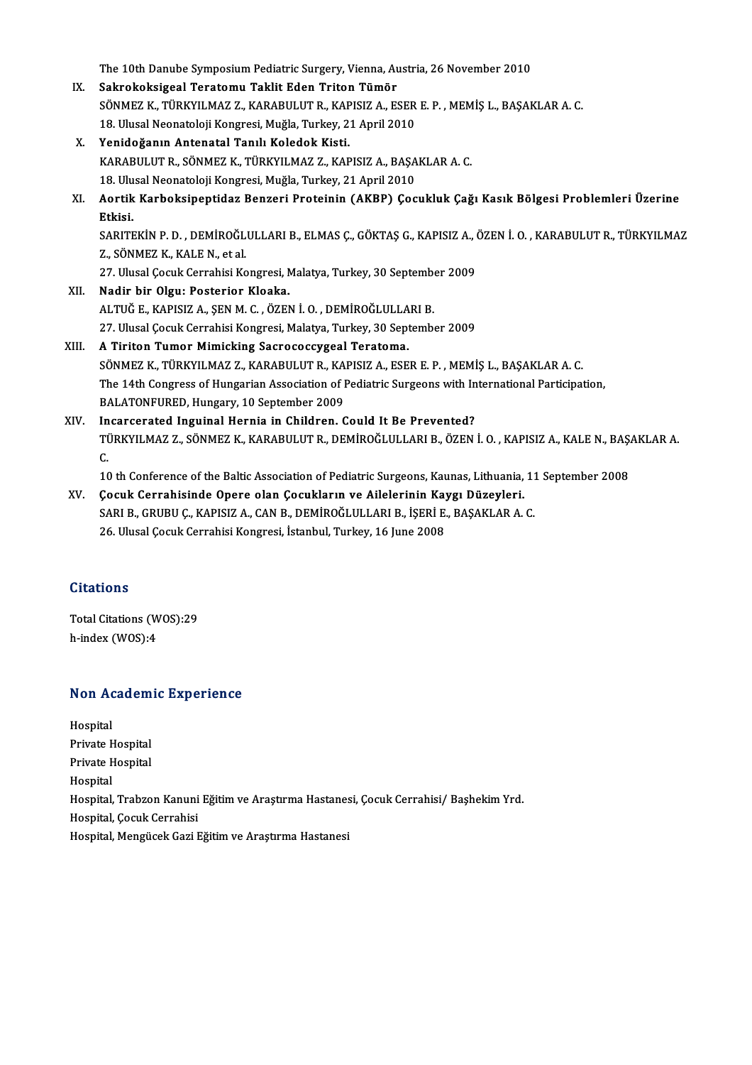The 10th Danube Symposium Pediatric Surgery, Vienna, Austria, 26 November 2010

IX. **Sakrokoksigeal Teratomu Taklit Eden Triton Tümör**
SÖNMEZ K., TÜRKYILMAZ Z., KARABULUT R., KAPISIZ A., ESER E. P. , MEMİŞ L., BAŞAKLAR A. C.
18. Ulusal Neonatoloji Kongresi, Muğla, Turkey, 21 April 2010

X. **Yenidoğanın Antenatal Tanılı Koledok Kisti.**
KARABULUT R., SÖNMEZ K., TÜRKYILMAZ Z., KAPISIZ A., BAŞAKLAR A. C.
18. Ulusal Neonatoloji Kongresi, Muğla, Turkey, 21 April 2010

XI. **Aortik Karboksipeptidaz Benzeri Proteinin (AKBP) Çocukluk Çağı Kasık Bölgesi Problemleri Üzerine Etkisi.**
SARITEKİN P. D. , DEMİROĞLULLARI B., ELMAS Ç., GÖKTAŞ G., KAPISIZ A., ÖZEN İ. O. , KARABULUT R., TÜRKYILMAZ Z., SÖNMEZ K., KALE N., et al.
27. Ulusal Çocuk Cerrahisi Kongresi, Malatya, Turkey, 30 September 2009

XII. **Nadir bir Olgu: Posterior Kloaka.**
ALTUĞ E., KAPISIZ A., ŞEN M. C. , ÖZEN İ. O. , DEMİROĞLULLARI B.
27. Ulusal Çocuk Cerrahisi Kongresi, Malatya, Turkey, 30 September 2009

XIII. **A Tiriton Tumor Mimicking Sacrococcygeal Teratoma.**
SÖNMEZ K., TÜRKYILMAZ Z., KARABULUT R., KAPISIZ A., ESER E. P. , MEMİŞ L., BAŞAKLAR A. C.
The 14th Congress of Hungarian Association of Pediatric Surgeons with International Participation, BALATONFURED, Hungary, 10 September 2009

XIV. **Incarcerated Inguinal Hernia in Children. Could It Be Prevented?**
TÜRKYILMAZ Z., SÖNMEZ K., KARABULUT R., DEMİROĞLULLARI B., ÖZEN İ. O. , KAPISIZ A., KALE N., BAŞAKLAR A. C.
10 th Conference of the Baltic Association of Pediatric Surgeons, Kaunas, Lithuania, 11 September 2008

XV. **Çocuk Cerrahisinde Opere olan Çocukların ve Ailelerinin Kaygı Düzeyleri.**
SARI B., GRUBU Ç., KAPISIZ A., CAN B., DEMİROĞLULLARI B., İŞERİ E., BAŞAKLAR A. C.
26. Ulusal Çocuk Cerrahisi Kongresi, İstanbul, Turkey, 16 June 2008

## Citations

Total Citations (WOS):29
h-index (WOS):4

## Non Academic Experience

Hospital
Private Hospital
Private Hospital
Hospital
Hospital, Trabzon Kanuni Eğitim ve Araştırma Hastanesi, Çocuk Cerrahisi/ Başhekim Yrd.
Hospital, Çocuk Cerrahisi
Hospital, Mengücek Gazi Eğitim ve Araştırma Hastanesi